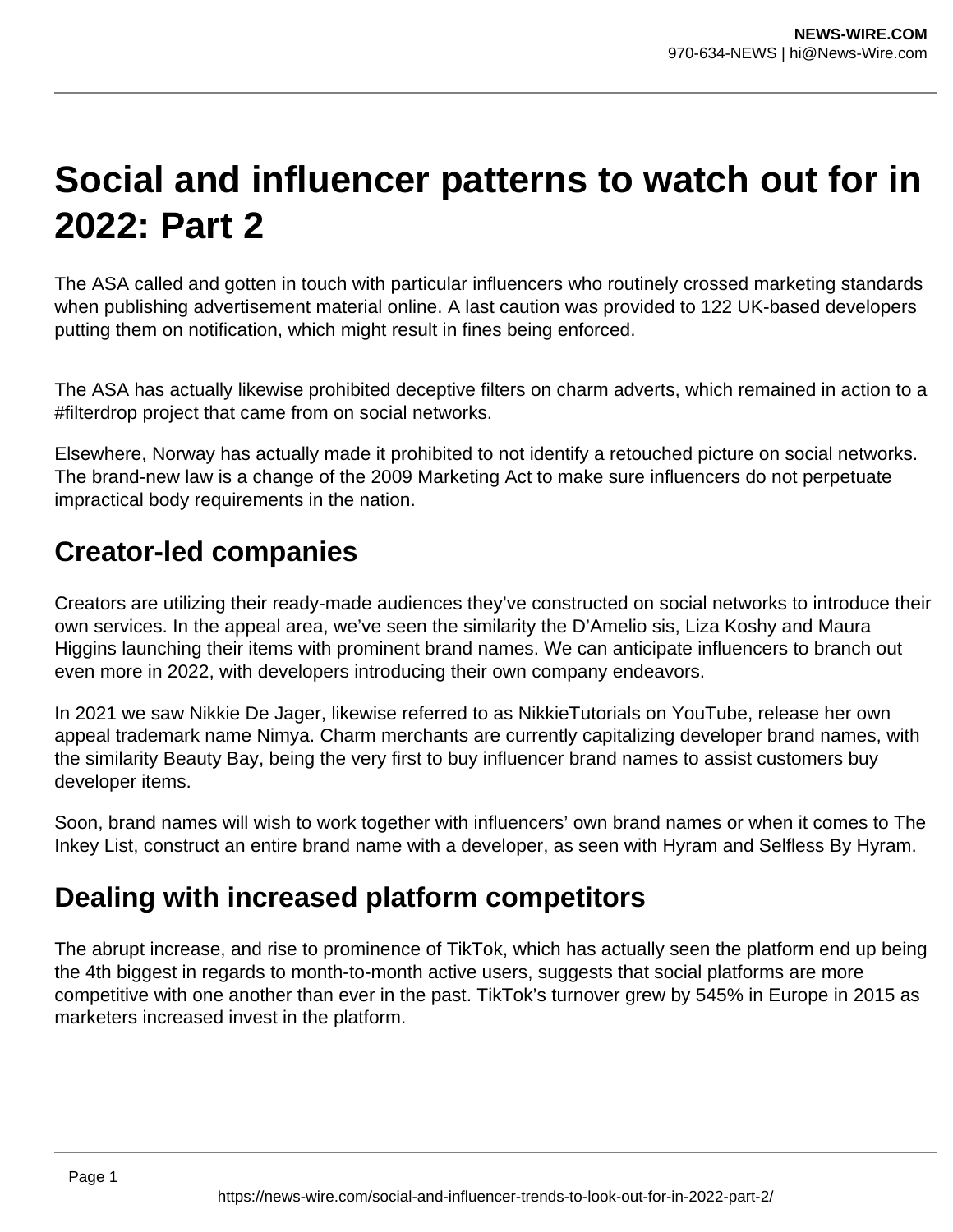# Social and influencer patterns to watch out for in 2022: Part 2

The ASA called and gotten in touch with particular influencers who routinely crossed marketing standards when publishing advertisement material online. A last caution was provided to 122 UK-based developers putting them on notification, which might result in fines being enforced.

The ASA has actually likewise prohibited deceptive filters on charm adverts, which remained in action to a #filterdrop project that came from on social networks.

Elsewhere, Norway has actually made it prohibited to not identify a retouched picture on social networks. The brand-new law is a change of the 2009 Marketing Act to make sure influencers do not perpetuate impractical body requirements in the nation.

## Creator-led companies

Creators are utilizing their ready-made audiences they've constructed on social networks to introduce their own services. In the appeal area, we've seen the similarity the D'Amelio sis, Liza Koshy and Maura Higgins launching their items with prominent brand names. We can anticipate influencers to branch out even more in 2022, with developers introducing their own company endeavors.

In 2021 we saw Nikkie De Jager, likewise referred to as NikkieTutorials on YouTube, release her own appeal trademark name Nimya. Charm merchants are currently capitalizing developer brand names, with the similarity Beauty Bay, being the very first to buy influencer brand names to assist customers buy developer items.

Soon, brand names will wish to work together with influencers' own brand names or when it comes to The Inkey List, construct an entire brand name with a developer, as seen with Hyram and Selfless By Hyram.

## Dealing with increased platform competitors

The abrupt increase, and rise to prominence of TikTok, which has actually seen the platform end up being the 4th biggest in regards to month-to-month active users, suggests that social platforms are more competitive with one another than ever in the past. TikTok's turnover grew by 545% in Europe in 2015 as marketers increased invest in the platform.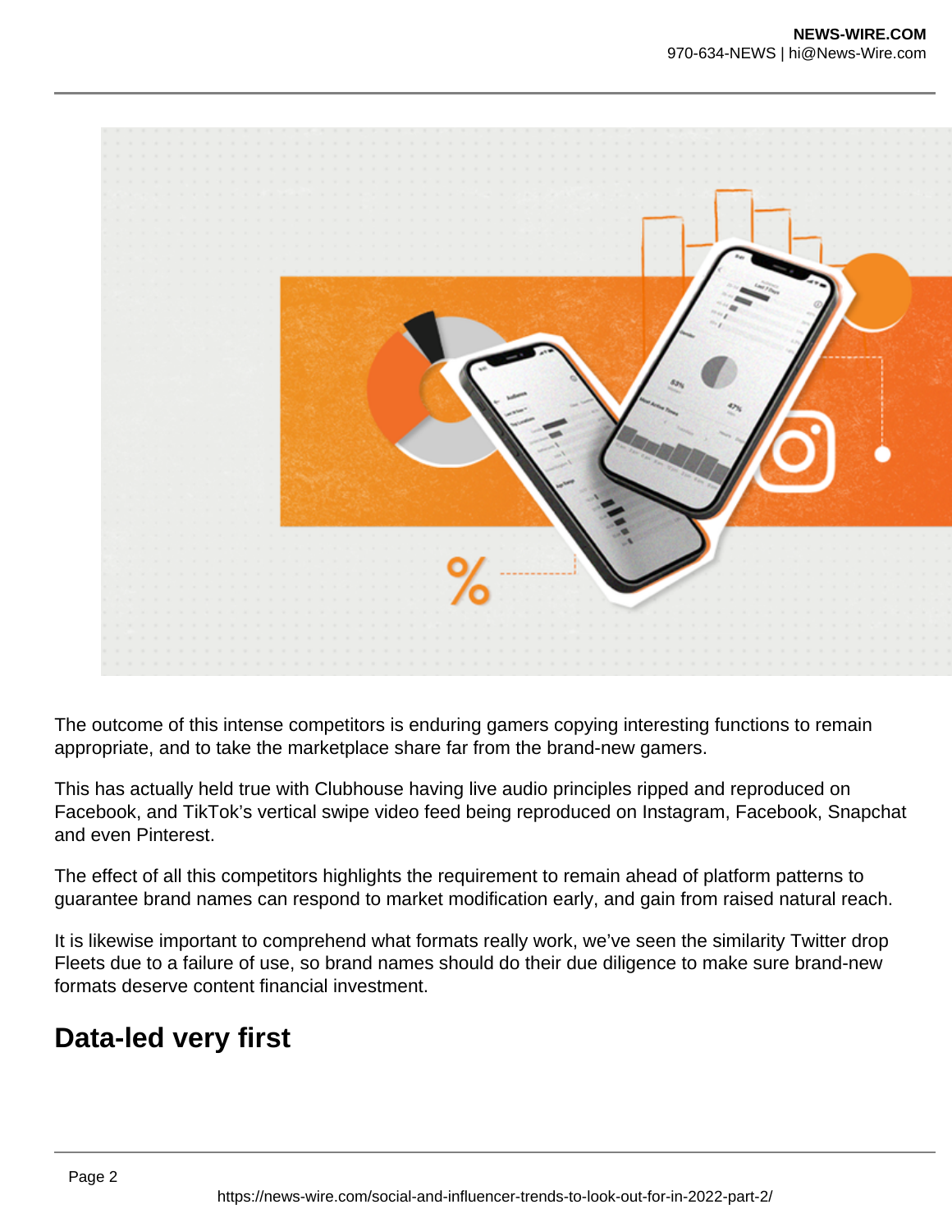The outcome of this intense competitors is enduring gamers copying interesting functions to remain appropriate, and to take the marketplace share far from the brand-new gamers.

This has actually held true with Clubhouse having live audio principles ripped and reproduced on Facebook, and TikTok's vertical swipe video feed being reproduced on Instagram, Facebook, Snapchat and even Pinterest.

The effect of all this competitors highlights the requirement to remain ahead of platform patterns to guarantee brand names can respond to market modification early, and gain from raised natural reach.

It is likewise important to comprehend what formats really work, we've seen the similarity Twitter drop Fleets due to a failure of use, so brand names should do their due diligence to make sure brand-new formats deserve content financial investment.

## Data-led very first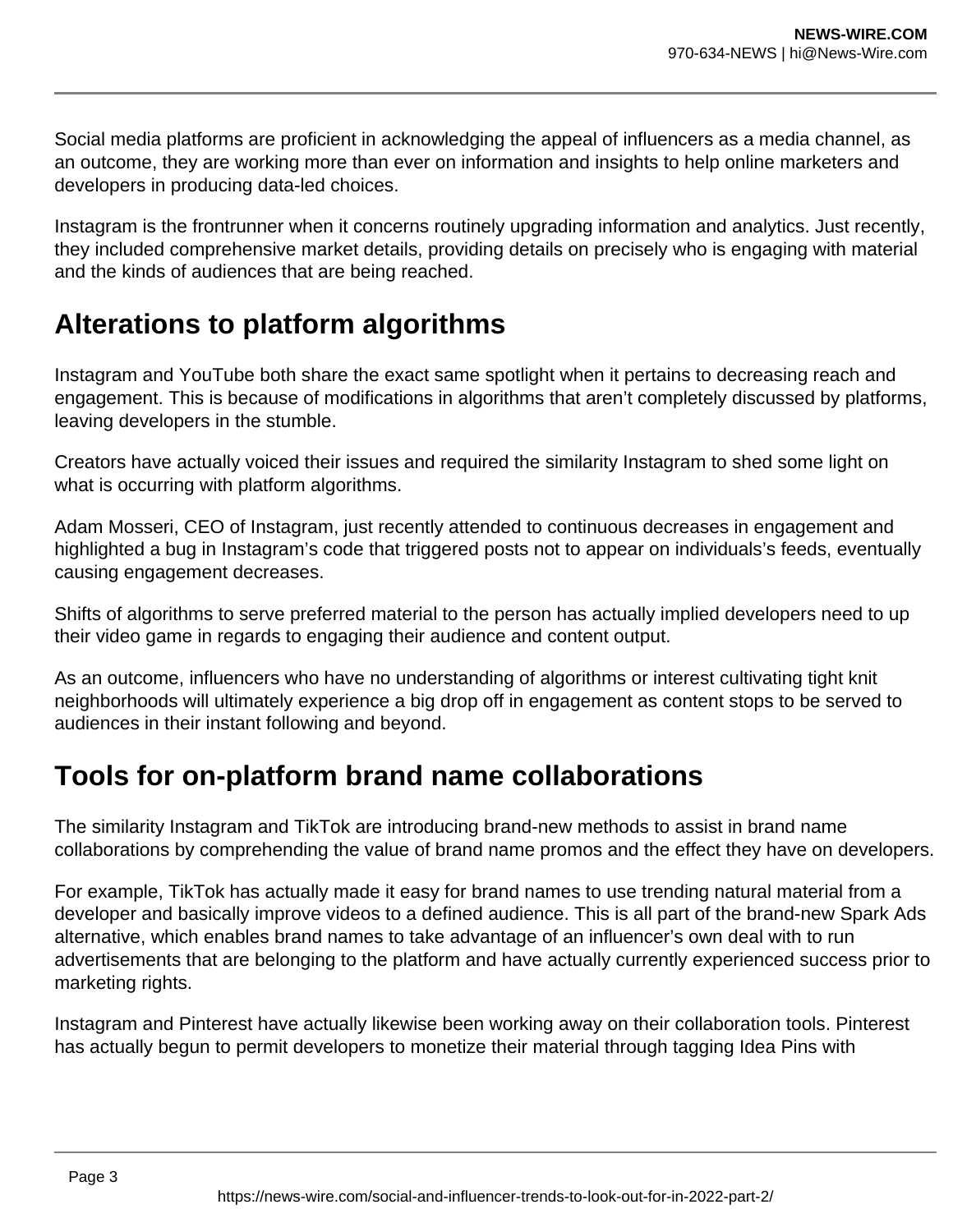Social media platforms are proficient in acknowledging the appeal of influencers as a media channel, as an outcome, they are working more than ever on information and insights to help online marketers and developers in producing data-led choices.

Instagram is the frontrunner when it concerns routinely upgrading information and analytics. Just recently, they included comprehensive market details, providing details on precisely who is engaging with material and the kinds of audiences that are being reached.

## Alterations to platform algorithms

Instagram and YouTube both share the exact same spotlight when it pertains to decreasing reach and engagement. This is because of modifications in algorithms that aren't completely discussed by platforms, leaving developers in the stumble.

Creators have actually voiced their issues and required the similarity Instagram to shed some light on what is occurring with platform algorithms.

Adam Mosseri, CEO of Instagram, just recently attended to continuous decreases in engagement and highlighted a bug in Instagram's code that triggered posts not to appear on individuals's feeds, eventually causing engagement decreases.

Shifts of algorithms to serve preferred material to the person has actually implied developers need to up their video game in regards to engaging their audience and content output.

As an outcome, influencers who have no understanding of algorithms or interest cultivating tight knit neighborhoods will ultimately experience a big drop off in engagement as content stops to be served to audiences in their instant following and beyond.

## Tools for on-platform brand name collaborations

The similarity Instagram and TikTok are introducing brand-new methods to assist in brand name collaborations by comprehending the value of brand name promos and the effect they have on developers.

For example, TikTok has actually made it easy for brand names to use trending natural material from a developer and basically improve videos to a defined audience. This is all part of the brand-new Spark Ads alternative, which enables brand names to take advantage of an influencer's own deal with to run advertisements that are belonging to the platform and have actually currently experienced success prior to marketing rights.

Instagram and Pinterest have actually likewise been working away on their collaboration tools. Pinterest has actually begun to permit developers to monetize their material through tagging Idea Pins with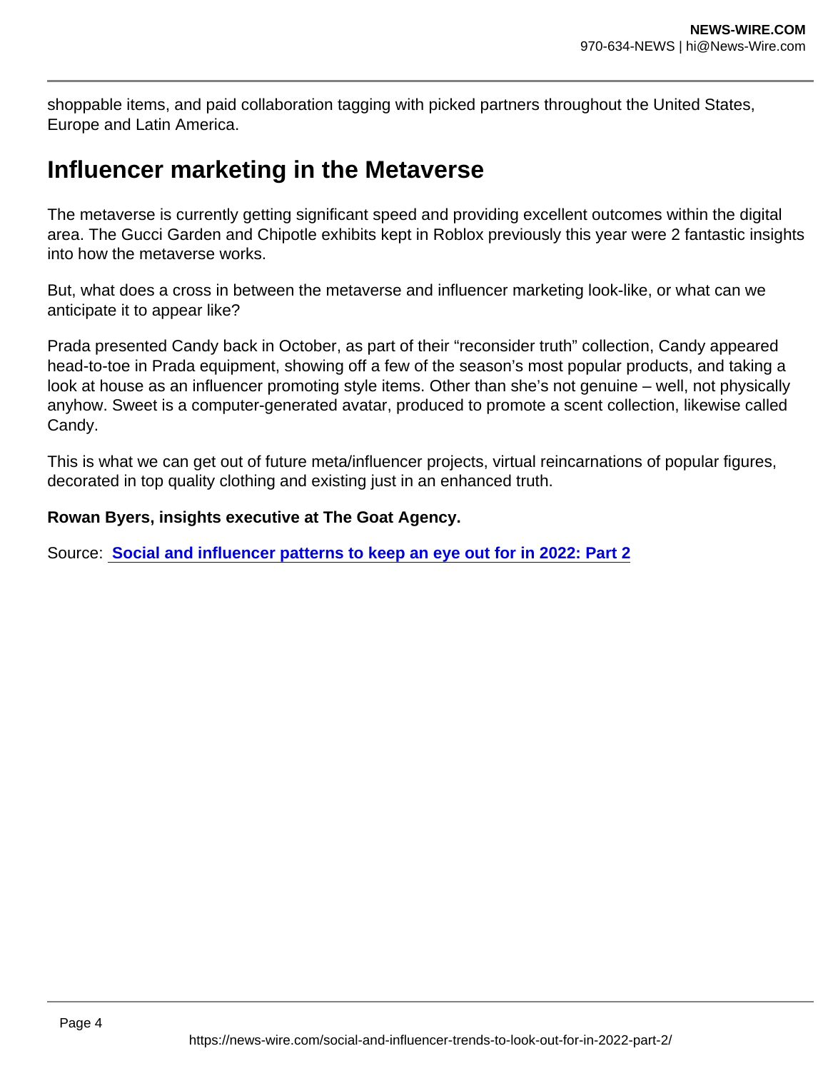shoppable items, and paid collaboration tagging with picked partners throughout the United States, Europe and Latin America.

## Influencer marketing in the Metaverse

The metaverse is currently getting significant speed and providing excellent outcomes within the digital area. The Gucci Garden and Chipotle exhibits kept in Roblox previously this year were 2 fantastic insights into how the metaverse works.

But, what does a cross in between the metaverse and influencer marketing look-like, or what can we anticipate it to appear like?

Prada presented Candy back in October, as part of their “reconsider truth” collection, Candy appeared head-to-toe in Prada equipment, showing off a few of the season’s most popular products, and taking a look at house as an influencer promoting style items. Other than she’s not genuine – well, not physically anyhow. Sweet is a computer-generated avatar, produced to promote a scent collection, likewise called Candy.

This is what we can get out of future meta/influencer projects, virtual reincarnations of popular figures, decorated in top quality clothing and existing just in an enhanced truth.

**Rowan Byers, insights executive at The Goat Agency.**

Source: [**Social and influencer patterns to keep an eye out for in 2022: Part 2**](https://news-wire.com/social-and-influencer-trends-to-look-out-for-in-2022-part-2/)